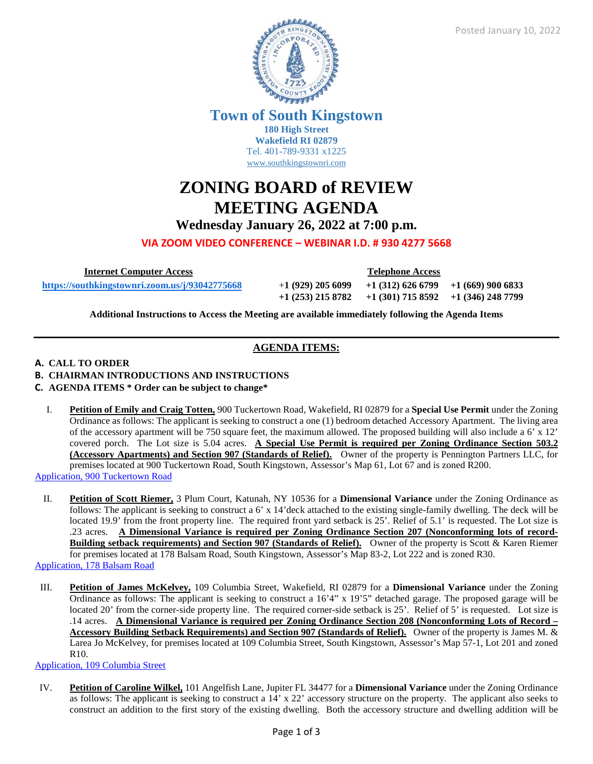Posted January 10, 2022

**Town of South Kingstown**
**180 High Street**
**Wakefield RI 02879**
Tel. 401-789-9331 x1225
www.southkingstownri.com

# ZONING BOARD of REVIEW MEETING AGENDA

## Wednesday January 26, 2022 at 7:00 p.m.

**VIA ZOOM VIDEO CONFERENCE – WEBINAR I.D. # 930 4277 5668**

| Internet Computer Access | Telephone Access | | |
|---|---|---|---|
| https://southkingstownri.zoom.us/j/93042775668 | +1 (929) 205 6099 | +1 (312) 626 6799 | +1 (669) 900 6833 |
| | +1 (253) 215 8782 | +1 (301) 715 8592 | +1 (346) 248 7799 |

**Additional Instructions to Access the Meeting are available immediately following the Agenda Items**

## AGENDA ITEMS:

**A. CALL TO ORDER**

**B. CHAIRMAN INTRODUCTIONS AND INSTRUCTIONS**

**C. AGENDA ITEMS * Order can be subject to change***

I. **Petition of Emily and Craig Totten,** 900 Tuckertown Road, Wakefield, RI 02879 for a **Special Use Permit** under the Zoning Ordinance as follows: The applicant is seeking to construct a one (1) bedroom detached Accessory Apartment. The living area of the accessory apartment will be 750 square feet, the maximum allowed. The proposed building will also include a 6' x 12' covered porch. The Lot size is 5.04 acres. **A Special Use Permit is required per Zoning Ordinance Section 503.2 (Accessory Apartments) and Section 907 (Standards of Relief).** Owner of the property is Pennington Partners LLC, for premises located at 900 Tuckertown Road, South Kingstown, Assessor's Map 61, Lot 67 and is zoned R200.

Application, 900 Tuckertown Road

II. **Petition of Scott Riemer,** 3 Plum Court, Katunah, NY 10536 for a **Dimensional Variance** under the Zoning Ordinance as follows: The applicant is seeking to construct a 6' x 14'deck attached to the existing single-family dwelling. The deck will be located 19.9' from the front property line. The required front yard setback is 25'. Relief of 5.1' is requested. The Lot size is .23 acres. **A Dimensional Variance is required per Zoning Ordinance Section 207 (Nonconforming lots of record-Building setback requirements) and Section 907 (Standards of Relief).** Owner of the property is Scott & Karen Riemer for premises located at 178 Balsam Road, South Kingstown, Assessor's Map 83-2, Lot 222 and is zoned R30.

Application, 178 Balsam Road

III. **Petition of James McKelvey,** 109 Columbia Street, Wakefield, RI 02879 for a **Dimensional Variance** under the Zoning Ordinance as follows: The applicant is seeking to construct a 16'4" x 19'5" detached garage. The proposed garage will be located 20' from the corner-side property line. The required corner-side setback is 25'. Relief of 5' is requested. Lot size is .14 acres. **A Dimensional Variance is required per Zoning Ordinance Section 208 (Nonconforming Lots of Record – Accessory Building Setback Requirements) and Section 907 (Standards of Relief).** Owner of the property is James M. & Larea Jo McKelvey, for premises located at 109 Columbia Street, South Kingstown, Assessor's Map 57-1, Lot 201 and zoned R10.

Application, 109 Columbia Street

IV. **Petition of Caroline Wilkel,** 101 Angelfish Lane, Jupiter FL 34477 for a **Dimensional Variance** under the Zoning Ordinance as follows: The applicant is seeking to construct a 14' x 22' accessory structure on the property. The applicant also seeks to construct an addition to the first story of the existing dwelling. Both the accessory structure and dwelling addition will be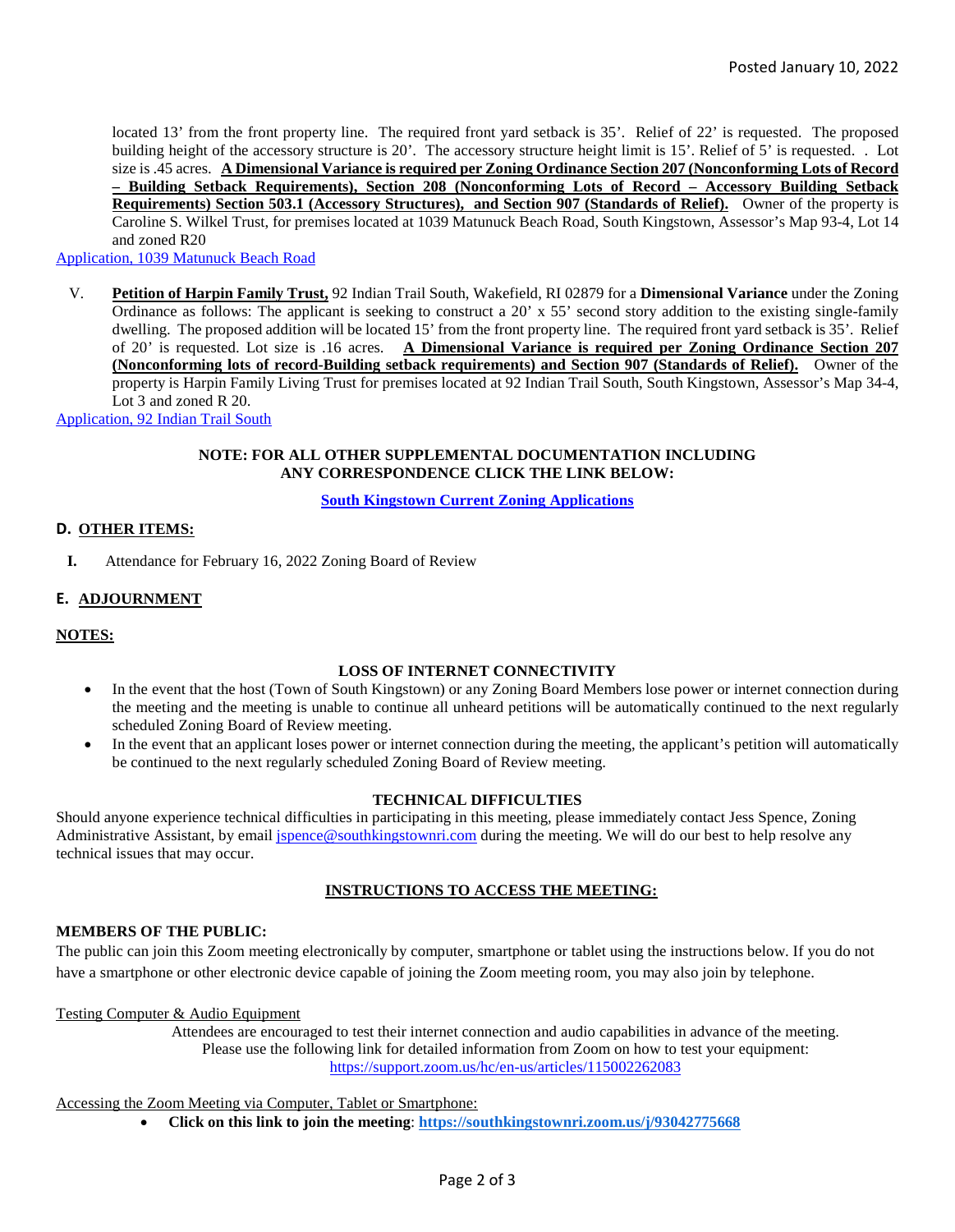located 13' from the front property line. The required front yard setback is 35'. Relief of 22' is requested. The proposed building height of the accessory structure is 20'. The accessory structure height limit is 15'. Relief of 5' is requested. . Lot size is .45 acres. **A Dimensional Variance is required per Zoning Ordinance Section 207 (Nonconforming Lots of Record – Building Setback Requirements), Section 208 (Nonconforming Lots of Record – Accessory Building Setback Requirements) Section 503.1 (Accessory Structures), and Section 907 (Standards of Relief).** Owner of the property is Caroline S. Wilkel Trust, for premises located at 1039 Matunuck Beach Road, South Kingstown, Assessor's Map 93-4, Lot 14 and zoned R20

Application, 1039 Matunuck Beach Road

V. **Petition of Harpin Family Trust,** 92 Indian Trail South, Wakefield, RI 02879 for a **Dimensional Variance** under the Zoning Ordinance as follows: The applicant is seeking to construct a 20' x 55' second story addition to the existing single-family dwelling. The proposed addition will be located 15' from the front property line. The required front yard setback is 35'. Relief of 20' is requested. Lot size is .16 acres. **A Dimensional Variance is required per Zoning Ordinance Section 207 (Nonconforming lots of record-Building setback requirements) and Section 907 (Standards of Relief).** Owner of the property is Harpin Family Living Trust for premises located at 92 Indian Trail South, South Kingstown, Assessor's Map 34-4, Lot 3 and zoned R 20.

Application, 92 Indian Trail South

**NOTE: FOR ALL OTHER SUPPLEMENTAL DOCUMENTATION INCLUDING ANY CORRESPONDENCE CLICK THE LINK BELOW:**

**South Kingstown Current Zoning Applications**

## D. OTHER ITEMS:

**I.** Attendance for February 16, 2022 Zoning Board of Review

## E. ADJOURNMENT

## NOTES:

**LOSS OF INTERNET CONNECTIVITY**

- In the event that the host (Town of South Kingstown) or any Zoning Board Members lose power or internet connection during the meeting and the meeting is unable to continue all unheard petitions will be automatically continued to the next regularly scheduled Zoning Board of Review meeting.
- In the event that an applicant loses power or internet connection during the meeting, the applicant's petition will automatically be continued to the next regularly scheduled Zoning Board of Review meeting.

**TECHNICAL DIFFICULTIES**

Should anyone experience technical difficulties in participating in this meeting, please immediately contact Jess Spence, Zoning Administrative Assistant, by email jspence@southkingstownri.com during the meeting. We will do our best to help resolve any technical issues that may occur.

**INSTRUCTIONS TO ACCESS THE MEETING:**

**MEMBERS OF THE PUBLIC:**

The public can join this Zoom meeting electronically by computer, smartphone or tablet using the instructions below. If you do not have a smartphone or other electronic device capable of joining the Zoom meeting room, you may also join by telephone.

Testing Computer & Audio Equipment

Attendees are encouraged to test their internet connection and audio capabilities in advance of the meeting. Please use the following link for detailed information from Zoom on how to test your equipment: https://support.zoom.us/hc/en-us/articles/115002262083

Accessing the Zoom Meeting via Computer, Tablet or Smartphone:

- **Click on this link to join the meeting**: **https://southkingstownri.zoom.us/j/93042775668**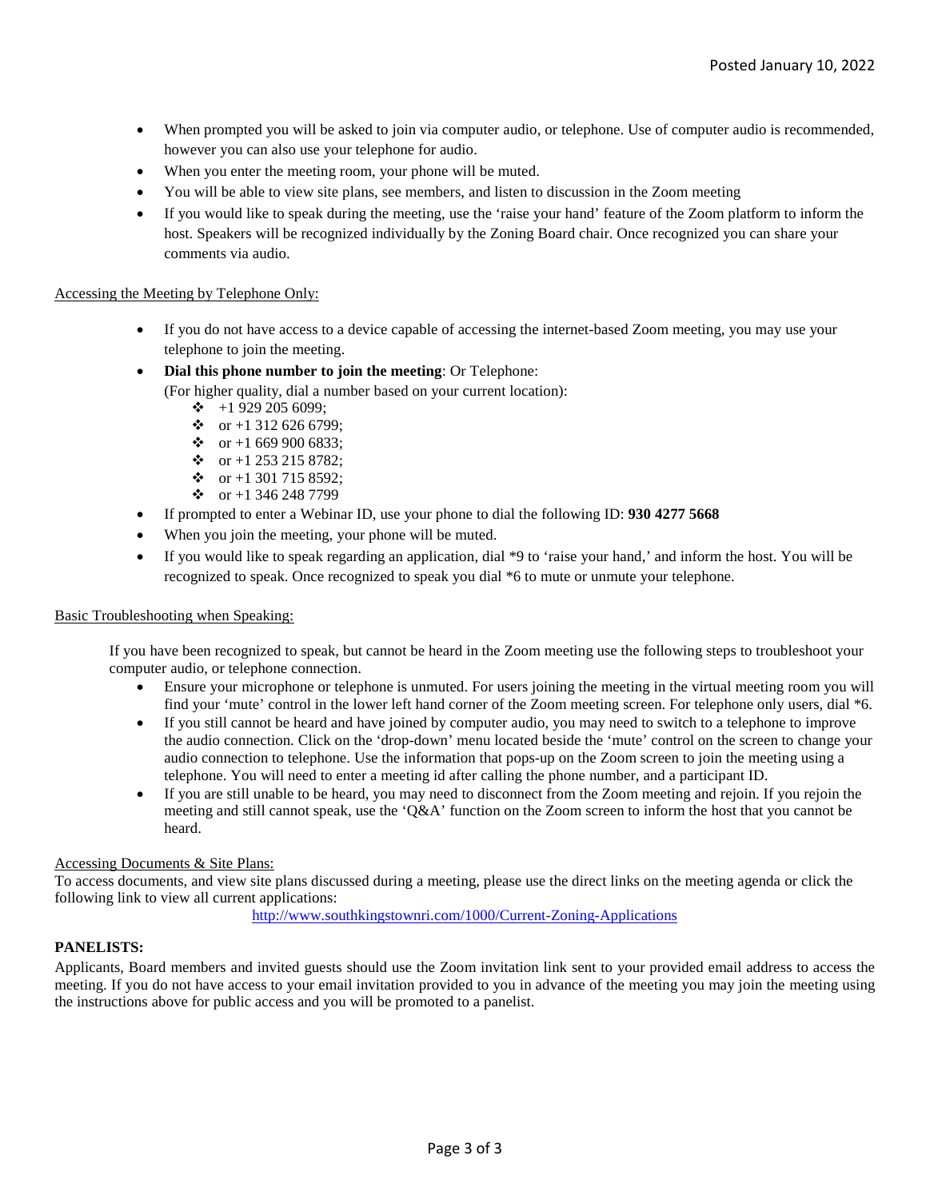Posted January 10, 2022

- When prompted you will be asked to join via computer audio, or telephone. Use of computer audio is recommended, however you can also use your telephone for audio.
- When you enter the meeting room, your phone will be muted.
- You will be able to view site plans, see members, and listen to discussion in the Zoom meeting
- If you would like to speak during the meeting, use the 'raise your hand' feature of the Zoom platform to inform the host. Speakers will be recognized individually by the Zoning Board chair. Once recognized you can share your comments via audio.

Accessing the Meeting by Telephone Only:

- If you do not have access to a device capable of accessing the internet-based Zoom meeting, you may use your telephone to join the meeting.
- **Dial this phone number to join the meeting**: Or Telephone:
  (For higher quality, dial a number based on your current location):
  - +1 929 205 6099;
  - or +1 312 626 6799;
  - or +1 669 900 6833;
  - or +1 253 215 8782;
  - or +1 301 715 8592;
  - or +1 346 248 7799
- If prompted to enter a Webinar ID, use your phone to dial the following ID: **930 4277 5668**
- When you join the meeting, your phone will be muted.
- If you would like to speak regarding an application, dial *9 to 'raise your hand,' and inform the host. You will be recognized to speak. Once recognized to speak you dial *6 to mute or unmute your telephone.

Basic Troubleshooting when Speaking:

If you have been recognized to speak, but cannot be heard in the Zoom meeting use the following steps to troubleshoot your computer audio, or telephone connection.

- Ensure your microphone or telephone is unmuted. For users joining the meeting in the virtual meeting room you will find your 'mute' control in the lower left hand corner of the Zoom meeting screen. For telephone only users, dial *6.
- If you still cannot be heard and have joined by computer audio, you may need to switch to a telephone to improve the audio connection. Click on the 'drop-down' menu located beside the 'mute' control on the screen to change your audio connection to telephone. Use the information that pops-up on the Zoom screen to join the meeting using a telephone. You will need to enter a meeting id after calling the phone number, and a participant ID.
- If you are still unable to be heard, you may need to disconnect from the Zoom meeting and rejoin. If you rejoin the meeting and still cannot speak, use the 'Q&A' function on the Zoom screen to inform the host that you cannot be heard.

Accessing Documents & Site Plans:
To access documents, and view site plans discussed during a meeting, please use the direct links on the meeting agenda or click the following link to view all current applications:

http://www.southkingstownri.com/1000/Current-Zoning-Applications

**PANELISTS:**

Applicants, Board members and invited guests should use the Zoom invitation link sent to your provided email address to access the meeting. If you do not have access to your email invitation provided to you in advance of the meeting you may join the meeting using the instructions above for public access and you will be promoted to a panelist.